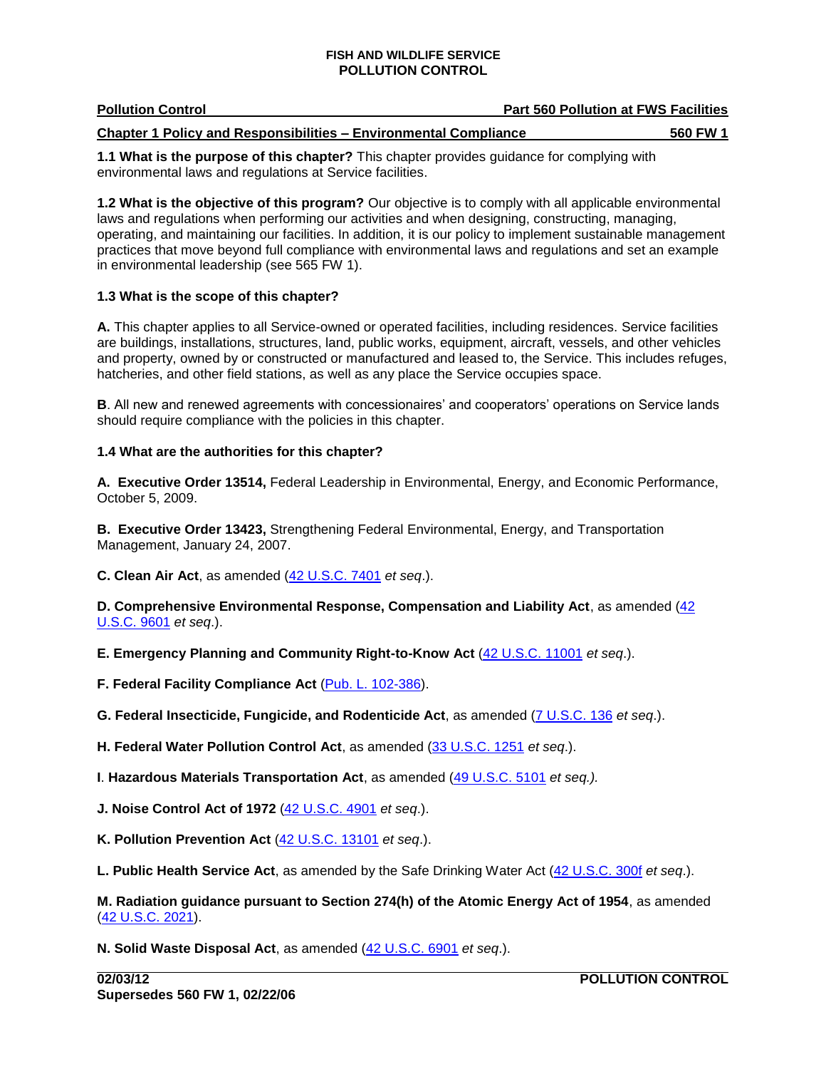# FISH AND WILDLIFE SERVICE
## POLLUTION CONTROL

**Pollution Control** — **Part 560 Pollution at FWS Facilities**

**Chapter 1 Policy and Responsibilities – Environmental Compliance** — **560 FW 1**

**1.1 What is the purpose of this chapter?** This chapter provides guidance for complying with environmental laws and regulations at Service facilities.

**1.2 What is the objective of this program?** Our objective is to comply with all applicable environmental laws and regulations when performing our activities and when designing, constructing, managing, operating, and maintaining our facilities. In addition, it is our policy to implement sustainable management practices that move beyond full compliance with environmental laws and regulations and set an example in environmental leadership (see 565 FW 1).

**1.3 What is the scope of this chapter?**

**A.** This chapter applies to all Service-owned or operated facilities, including residences. Service facilities are buildings, installations, structures, land, public works, equipment, aircraft, vessels, and other vehicles and property, owned by or constructed or manufactured and leased to, the Service. This includes refuges, hatcheries, and other field stations, as well as any place the Service occupies space.

**B**. All new and renewed agreements with concessionaires' and cooperators' operations on Service lands should require compliance with the policies in this chapter.

**1.4 What are the authorities for this chapter?**

**A. Executive Order 13514,** Federal Leadership in Environmental, Energy, and Economic Performance, October 5, 2009.

**B. Executive Order 13423,** Strengthening Federal Environmental, Energy, and Transportation Management, January 24, 2007.

**C. Clean Air Act**, as amended (42 U.S.C. 7401 *et seq*.).

**D. Comprehensive Environmental Response, Compensation and Liability Act**, as amended (42 U.S.C. 9601 *et seq*.).

**E. Emergency Planning and Community Right-to-Know Act** (42 U.S.C. 11001 *et seq*.).

**F. Federal Facility Compliance Act** (Pub. L. 102-386).

**G. Federal Insecticide, Fungicide, and Rodenticide Act**, as amended (7 U.S.C. 136 *et seq*.).

**H. Federal Water Pollution Control Act**, as amended (33 U.S.C. 1251 *et seq*.).

**I**. **Hazardous Materials Transportation Act**, as amended (49 U.S.C. 5101 *et seq.).*

**J. Noise Control Act of 1972** (42 U.S.C. 4901 *et seq*.).

**K. Pollution Prevention Act** (42 U.S.C. 13101 *et seq*.).

**L. Public Health Service Act**, as amended by the Safe Drinking Water Act (42 U.S.C. 300f *et seq*.).

**M. Radiation guidance pursuant to Section 274(h) of the Atomic Energy Act of 1954**, as amended (42 U.S.C. 2021).

**N. Solid Waste Disposal Act**, as amended (42 U.S.C. 6901 *et seq*.).

**02/03/12**
**Supersedes 560 FW 1, 02/22/06**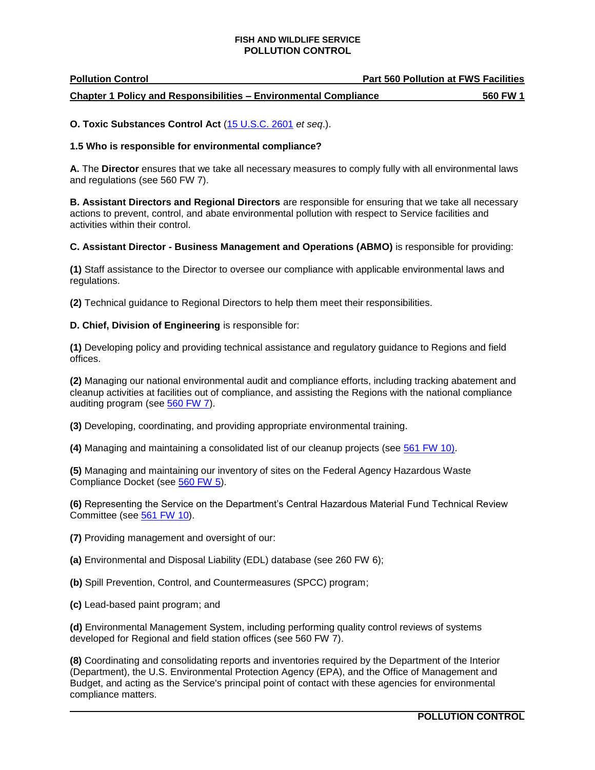**O. Toxic Substances Control Act** (15 U.S.C. 2601 *et seq*.).

**1.5 Who is responsible for environmental compliance?**

**A.** The **Director** ensures that we take all necessary measures to comply fully with all environmental laws and regulations (see 560 FW 7).

**B. Assistant Directors and Regional Directors** are responsible for ensuring that we take all necessary actions to prevent, control, and abate environmental pollution with respect to Service facilities and activities within their control.

**C. Assistant Director - Business Management and Operations (ABMO)** is responsible for providing:

**(1)** Staff assistance to the Director to oversee our compliance with applicable environmental laws and regulations.

**(2)** Technical guidance to Regional Directors to help them meet their responsibilities.

**D. Chief, Division of Engineering** is responsible for:

**(1)** Developing policy and providing technical assistance and regulatory guidance to Regions and field offices.

**(2)** Managing our national environmental audit and compliance efforts, including tracking abatement and cleanup activities at facilities out of compliance, and assisting the Regions with the national compliance auditing program (see 560 FW 7).

**(3)** Developing, coordinating, and providing appropriate environmental training.

**(4)** Managing and maintaining a consolidated list of our cleanup projects (see 561 FW 10).

**(5)** Managing and maintaining our inventory of sites on the Federal Agency Hazardous Waste Compliance Docket (see 560 FW 5).

**(6)** Representing the Service on the Department's Central Hazardous Material Fund Technical Review Committee (see 561 FW 10).

**(7)** Providing management and oversight of our:

**(a)** Environmental and Disposal Liability (EDL) database (see 260 FW 6);

**(b)** Spill Prevention, Control, and Countermeasures (SPCC) program;

**(c)** Lead-based paint program; and

**(d)** Environmental Management System, including performing quality control reviews of systems developed for Regional and field station offices (see 560 FW 7).

**(8)** Coordinating and consolidating reports and inventories required by the Department of the Interior (Department), the U.S. Environmental Protection Agency (EPA), and the Office of Management and Budget, and acting as the Service's principal point of contact with these agencies for environmental compliance matters.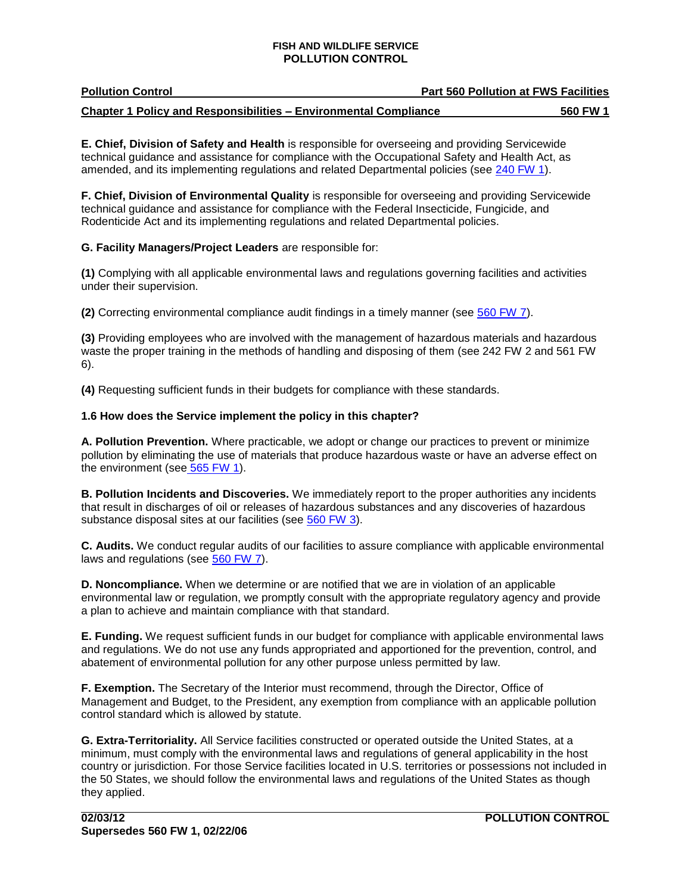**E. Chief, Division of Safety and Health** is responsible for overseeing and providing Servicewide technical guidance and assistance for compliance with the Occupational Safety and Health Act, as amended, and its implementing regulations and related Departmental policies (see 240 FW 1).

**F. Chief, Division of Environmental Quality** is responsible for overseeing and providing Servicewide technical guidance and assistance for compliance with the Federal Insecticide, Fungicide, and Rodenticide Act and its implementing regulations and related Departmental policies.

**G. Facility Managers/Project Leaders** are responsible for:

**(1)** Complying with all applicable environmental laws and regulations governing facilities and activities under their supervision.

**(2)** Correcting environmental compliance audit findings in a timely manner (see 560 FW 7).

**(3)** Providing employees who are involved with the management of hazardous materials and hazardous waste the proper training in the methods of handling and disposing of them (see 242 FW 2 and 561 FW 6).

**(4)** Requesting sufficient funds in their budgets for compliance with these standards.

### 1.6 How does the Service implement the policy in this chapter?

**A. Pollution Prevention.** Where practicable, we adopt or change our practices to prevent or minimize pollution by eliminating the use of materials that produce hazardous waste or have an adverse effect on the environment (see 565 FW 1).

**B. Pollution Incidents and Discoveries.** We immediately report to the proper authorities any incidents that result in discharges of oil or releases of hazardous substances and any discoveries of hazardous substance disposal sites at our facilities (see 560 FW 3).

**C. Audits.** We conduct regular audits of our facilities to assure compliance with applicable environmental laws and regulations (see 560 FW 7).

**D. Noncompliance.** When we determine or are notified that we are in violation of an applicable environmental law or regulation, we promptly consult with the appropriate regulatory agency and provide a plan to achieve and maintain compliance with that standard.

**E. Funding.** We request sufficient funds in our budget for compliance with applicable environmental laws and regulations. We do not use any funds appropriated and apportioned for the prevention, control, and abatement of environmental pollution for any other purpose unless permitted by law.

**F. Exemption.** The Secretary of the Interior must recommend, through the Director, Office of Management and Budget, to the President, any exemption from compliance with an applicable pollution control standard which is allowed by statute.

**G. Extra-Territoriality.** All Service facilities constructed or operated outside the United States, at a minimum, must comply with the environmental laws and regulations of general applicability in the host country or jurisdiction. For those Service facilities located in U.S. territories or possessions not included in the 50 States, we should follow the environmental laws and regulations of the United States as though they applied.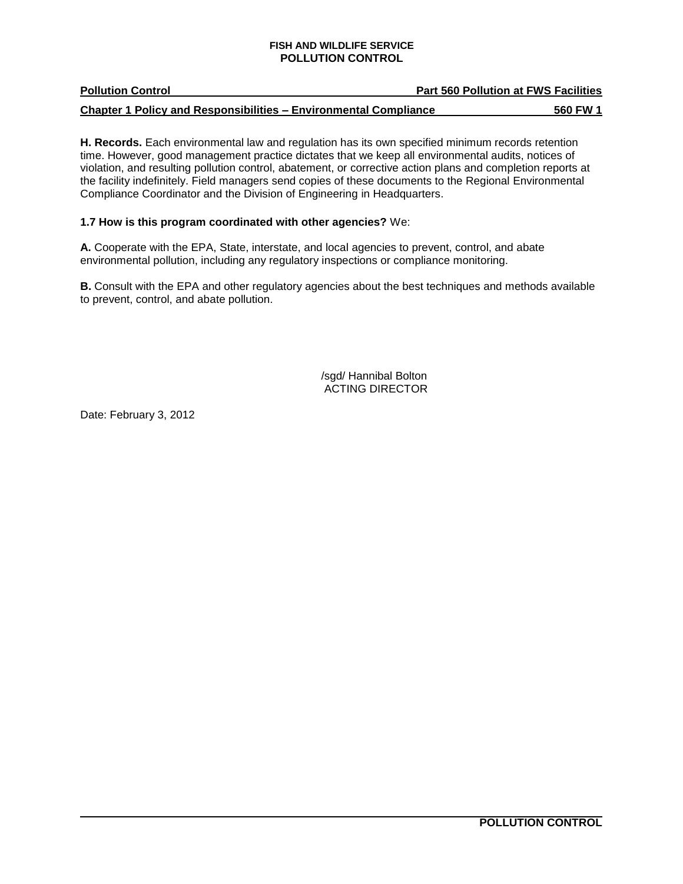**H. Records.** Each environmental law and regulation has its own specified minimum records retention time. However, good management practice dictates that we keep all environmental audits, notices of violation, and resulting pollution control, abatement, or corrective action plans and completion reports at the facility indefinitely. Field managers send copies of these documents to the Regional Environmental Compliance Coordinator and the Division of Engineering in Headquarters.

**1.7 How is this program coordinated with other agencies?** We:

**A.** Cooperate with the EPA, State, interstate, and local agencies to prevent, control, and abate environmental pollution, including any regulatory inspections or compliance monitoring.

**B.** Consult with the EPA and other regulatory agencies about the best techniques and methods available to prevent, control, and abate pollution.

/sgd/ Hannibal Bolton
ACTING DIRECTOR

Date: February 3, 2012